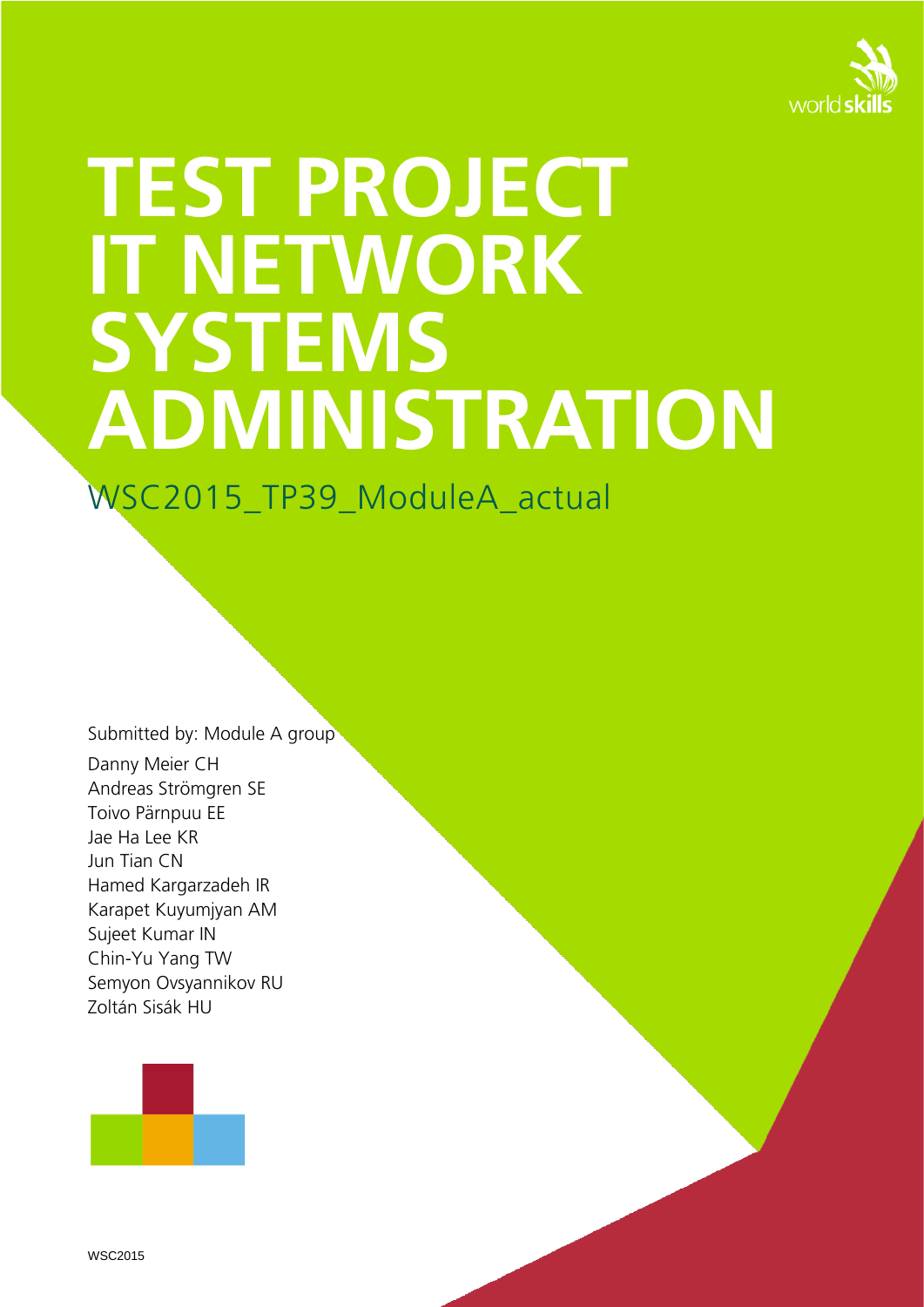# TEST PROJECT IT NETWORK SYSTEMS ADMINISTRATION

## WSC2015_TP39_ModuleA_actual

Submitted by: Module A group

Danny Meier CH
Andreas Strömgren SE
Toivo Pärnpuu EE
Jae Ha Lee KR
Jun Tian CN
Hamed Kargarzadeh IR
Karapet Kuyumjyan AM
Sujeet Kumar IN
Chin-Yu Yang TW
Semyon Ovsyannikov RU
Zoltán Sisák HU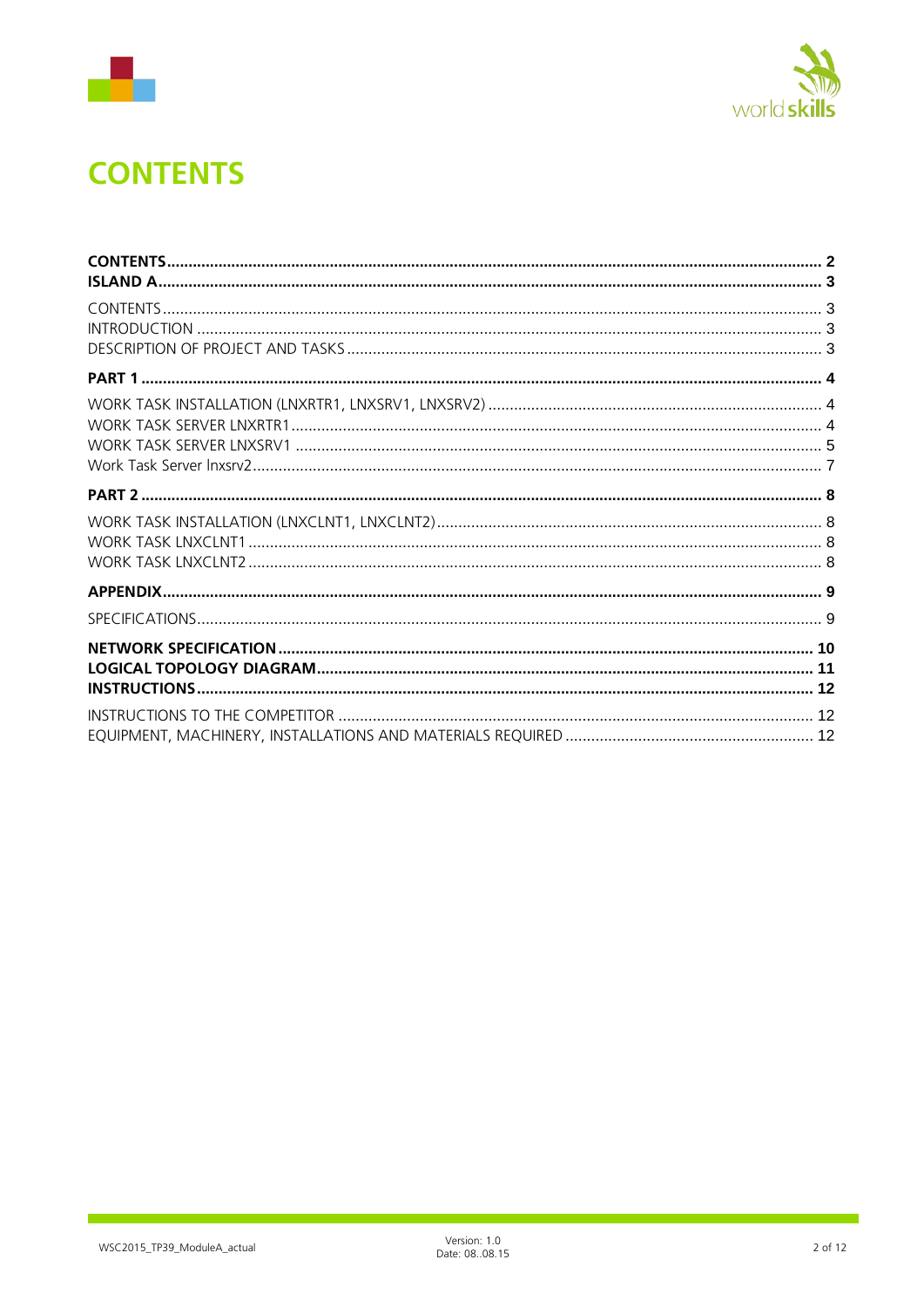# CONTENTS

**CONTENTS** ..... **2**
**ISLAND A** ..... **3**

CONTENTS ..... 3
INTRODUCTION ..... 3
DESCRIPTION OF PROJECT AND TASKS ..... 3

**PART 1** ..... **4**

WORK TASK INSTALLATION (LNXRTR1, LNXSRV1, LNXSRV2) ..... 4
WORK TASK SERVER LNXRTR1 ..... 4
WORK TASK SERVER LNXSRV1 ..... 5
Work Task Server lnxsrv2 ..... 7

**PART 2** ..... **8**

WORK TASK INSTALLATION (LNXCLNT1, LNXCLNT2) ..... 8
WORK TASK LNXCLNT1 ..... 8
WORK TASK LNXCLNT2 ..... 8

**APPENDIX** ..... **9**

SPECIFICATIONS ..... 9

**NETWORK SPECIFICATION** ..... **10**
**LOGICAL TOPOLOGY DIAGRAM** ..... **11**
**INSTRUCTIONS** ..... **12**

INSTRUCTIONS TO THE COMPETITOR ..... 12
EQUIPMENT, MACHINERY, INSTALLATIONS AND MATERIALS REQUIRED ..... 12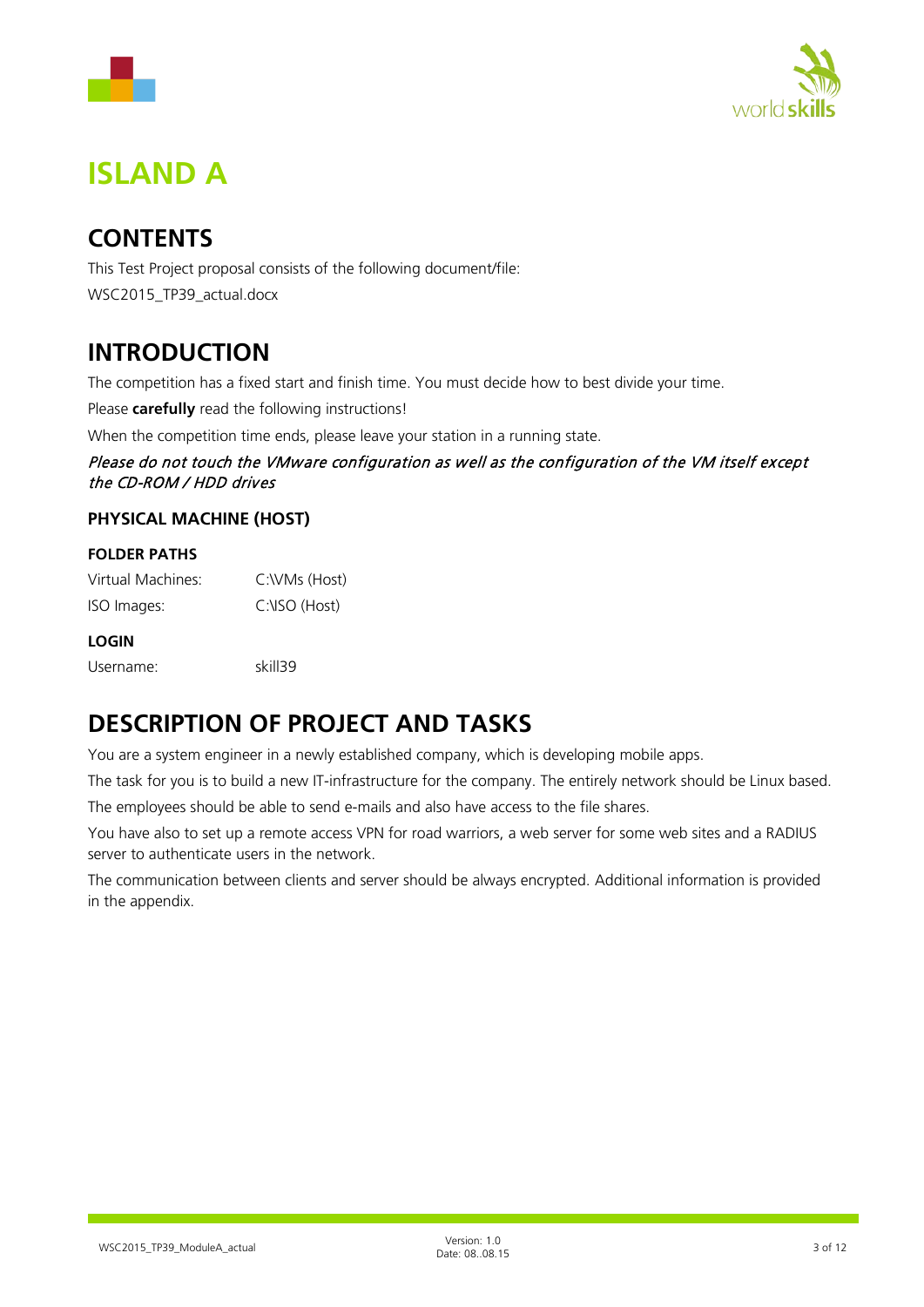# ISLAND A

## CONTENTS

This Test Project proposal consists of the following document/file:

WSC2015_TP39_actual.docx

## INTRODUCTION

The competition has a fixed start and finish time. You must decide how to best divide your time.

Please **carefully** read the following instructions!

When the competition time ends, please leave your station in a running state.

*Please do not touch the VMware configuration as well as the configuration of the VM itself except the CD-ROM / HDD drives*

### PHYSICAL MACHINE (HOST)

#### FOLDER PATHS

| | |
|---|---|
| Virtual Machines: | C:\VMs (Host) |
| ISO Images: | C:\ISO (Host) |

#### LOGIN

| | |
|---|---|
| Username: | skill39 |

## DESCRIPTION OF PROJECT AND TASKS

You are a system engineer in a newly established company, which is developing mobile apps.

The task for you is to build a new IT-infrastructure for the company. The entirely network should be Linux based.

The employees should be able to send e-mails and also have access to the file shares.

You have also to set up a remote access VPN for road warriors, a web server for some web sites and a RADIUS server to authenticate users in the network.

The communication between clients and server should be always encrypted. Additional information is provided in the appendix.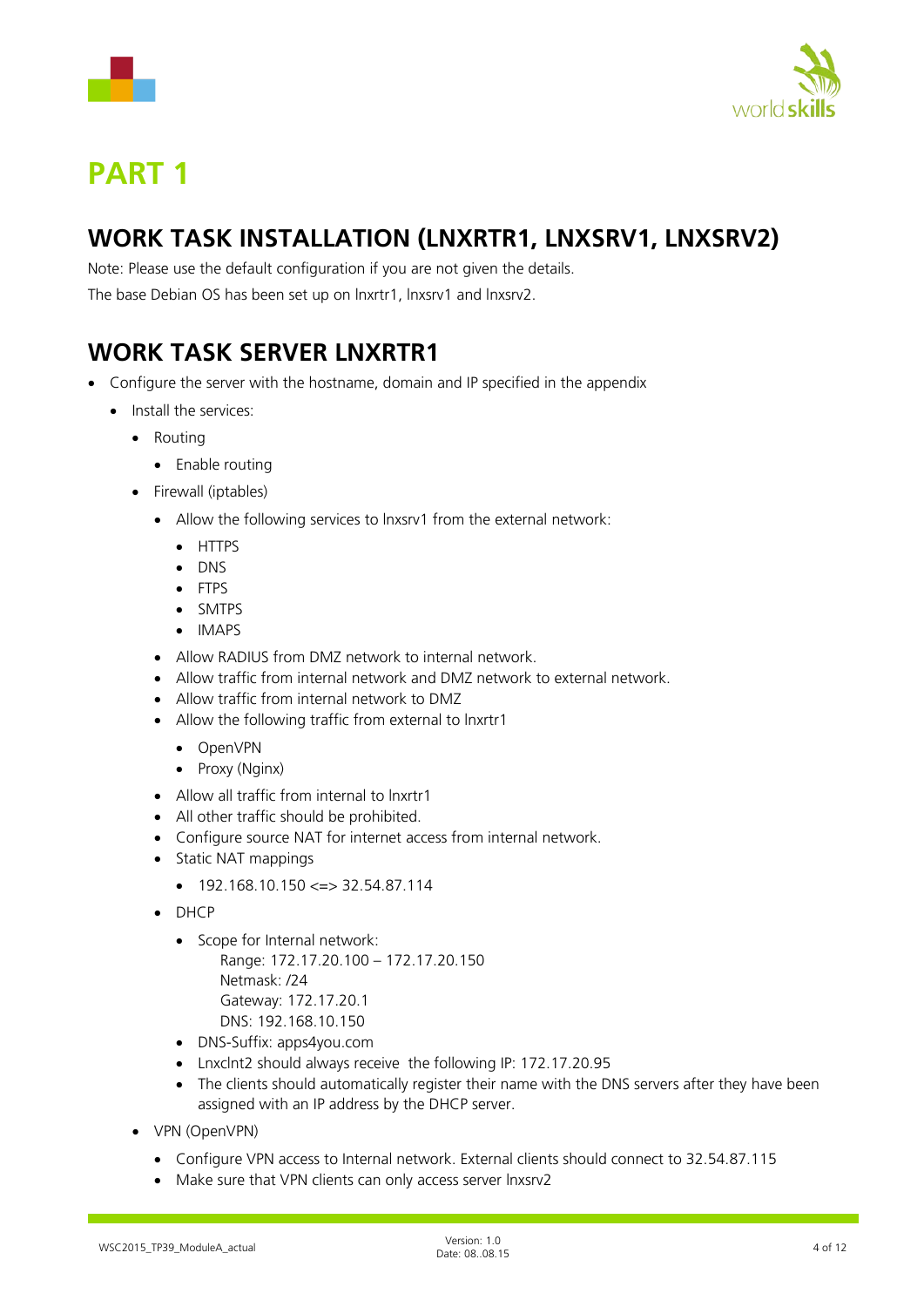# PART 1

## WORK TASK INSTALLATION (LNXRTR1, LNXSRV1, LNXSRV2)

Note: Please use the default configuration if you are not given the details.

The base Debian OS has been set up on lnxrtr1, lnxsrv1 and lnxsrv2.

## WORK TASK SERVER LNXRTR1

- Configure the server with the hostname, domain and IP specified in the appendix
  - Install the services:
    - Routing
      - Enable routing
    - Firewall (iptables)
      - Allow the following services to lnxsrv1 from the external network:
        - HTTPS
        - DNS
        - FTPS
        - SMTPS
        - IMAPS
      - Allow RADIUS from DMZ network to internal network.
      - Allow traffic from internal network and DMZ network to external network.
      - Allow traffic from internal network to DMZ
      - Allow the following traffic from external to lnxrtr1
        - OpenVPN
        - Proxy (Nginx)
      - Allow all traffic from internal to lnxrtr1
      - All other traffic should be prohibited.
      - Configure source NAT for internet access from internal network.
      - Static NAT mappings
        - 192.168.10.150 <=> 32.54.87.114
      - DHCP
        - Scope for Internal network:  
          Range: 172.17.20.100 – 172.17.20.150  
          Netmask: /24  
          Gateway: 172.17.20.1  
          DNS: 192.168.10.150
        - DNS-Suffix: apps4you.com
        - Lnxclnt2 should always receive the following IP: 172.17.20.95
        - The clients should automatically register their name with the DNS servers after they have been assigned with an IP address by the DHCP server.
    - VPN (OpenVPN)
      - Configure VPN access to Internal network. External clients should connect to 32.54.87.115
      - Make sure that VPN clients can only access server lnxsrv2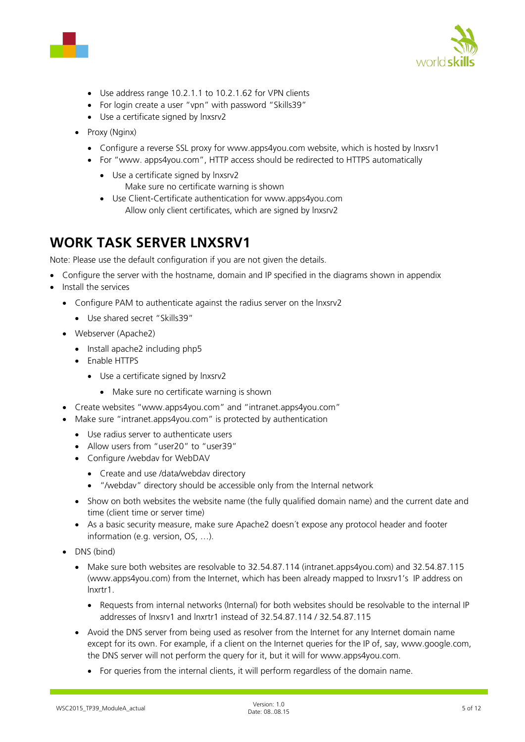- Use address range 10.2.1.1 to 10.2.1.62 for VPN clients
    - For login create a user "vpn" with password "Skills39"
    - Use a certificate signed by lnxsrv2
- Proxy (Nginx)
    - Configure a reverse SSL proxy for www.apps4you.com website, which is hosted by lnxsrv1
    - For "www. apps4you.com", HTTP access should be redirected to HTTPS automatically
        - Use a certificate signed by lnxsrv2
          Make sure no certificate warning is shown
        - Use Client-Certificate authentication for www.apps4you.com
          Allow only client certificates, which are signed by lnxsrv2

# WORK TASK SERVER LNXSRV1

Note: Please use the default configuration if you are not given the details.

- Configure the server with the hostname, domain and IP specified in the diagrams shown in appendix
- Install the services
    - Configure PAM to authenticate against the radius server on the lnxsrv2
        - Use shared secret "Skills39"
    - Webserver (Apache2)
        - Install apache2 including php5
        - Enable HTTPS
            - Use a certificate signed by lnxsrv2
                - Make sure no certificate warning is shown
    - Create websites "www.apps4you.com" and "intranet.apps4you.com"
    - Make sure "intranet.apps4you.com" is protected by authentication
        - Use radius server to authenticate users
        - Allow users from "user20" to "user39"
        - Configure /webdav for WebDAV
            - Create and use /data/webdav directory
            - "/webdav" directory should be accessible only from the Internal network
        - Show on both websites the website name (the fully qualified domain name) and the current date and time (client time or server time)
        - As a basic security measure, make sure Apache2 doesn´t expose any protocol header and footer information (e.g. version, OS, …).
    - DNS (bind)
        - Make sure both websites are resolvable to 32.54.87.114 (intranet.apps4you.com) and 32.54.87.115 (www.apps4you.com) from the Internet, which has been already mapped to lnxsrv1's IP address on lnxrtr1.
            - Requests from internal networks (Internal) for both websites should be resolvable to the internal IP addresses of lnxsrv1 and lnxrtr1 instead of 32.54.87.114 / 32.54.87.115
        - Avoid the DNS server from being used as resolver from the Internet for any Internet domain name except for its own. For example, if a client on the Internet queries for the IP of, say, www.google.com, the DNS server will not perform the query for it, but it will for www.apps4you.com.
            - For queries from the internal clients, it will perform regardless of the domain name.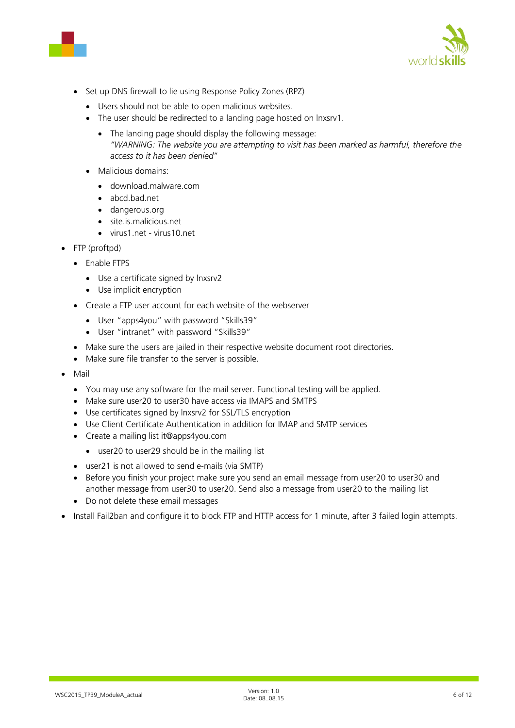- Set up DNS firewall to lie using Response Policy Zones (RPZ)
  - Users should not be able to open malicious websites.
  - The user should be redirected to a landing page hosted on lnxsrv1.
    - The landing page should display the following message:
      *"WARNING: The website you are attempting to visit has been marked as harmful, therefore the access to it has been denied"*
  - Malicious domains:
    - download.malware.com
    - abcd.bad.net
    - dangerous.org
    - site.is.malicious.net
    - virus1.net - virus10.net
- FTP (proftpd)
  - Enable FTPS
    - Use a certificate signed by lnxsrv2
    - Use implicit encryption
  - Create a FTP user account for each website of the webserver
    - User "apps4you" with password "Skills39"
    - User "intranet" with password "Skills39"
  - Make sure the users are jailed in their respective website document root directories.
  - Make sure file transfer to the server is possible.
- Mail
  - You may use any software for the mail server. Functional testing will be applied.
  - Make sure user20 to user30 have access via IMAPS and SMTPS
  - Use certificates signed by lnxsrv2 for SSL/TLS encryption
  - Use Client Certificate Authentication in addition for IMAP and SMTP services
  - Create a mailing list it@apps4you.com
    - user20 to user29 should be in the mailing list
  - user21 is not allowed to send e-mails (via SMTP)
  - Before you finish your project make sure you send an email message from user20 to user30 and another message from user30 to user20. Send also a message from user20 to the mailing list
  - Do not delete these email messages
- Install Fail2ban and configure it to block FTP and HTTP access for 1 minute, after 3 failed login attempts.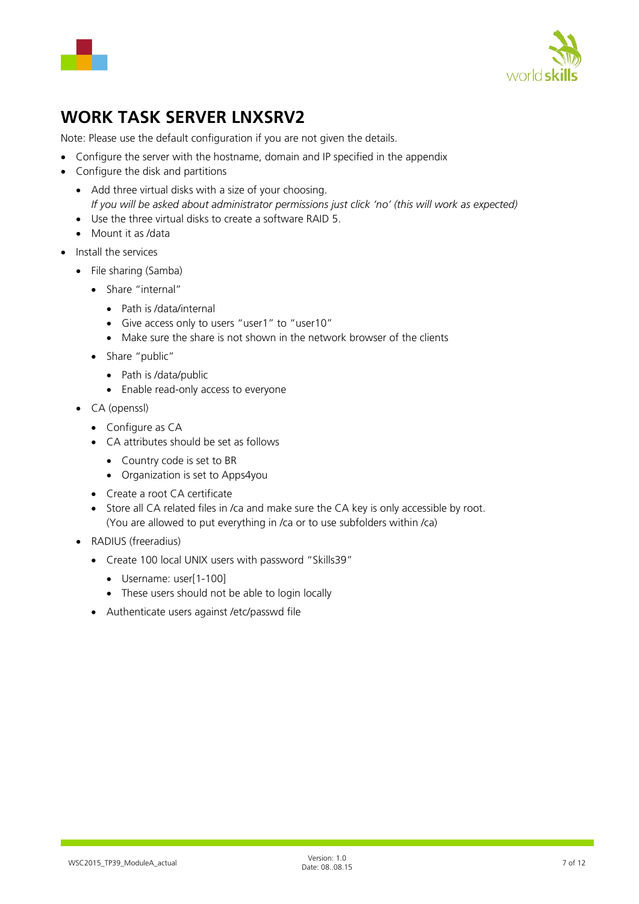# WORK TASK SERVER LNXSRV2

Note: Please use the default configuration if you are not given the details.

- Configure the server with the hostname, domain and IP specified in the appendix
- Configure the disk and partitions
  - Add three virtual disks with a size of your choosing.
    *If you will be asked about administrator permissions just click 'no' (this will work as expected)*
  - Use the three virtual disks to create a software RAID 5.
  - Mount it as /data
- Install the services
  - File sharing (Samba)
    - Share "internal"
      - Path is /data/internal
      - Give access only to users "user1" to "user10"
      - Make sure the share is not shown in the network browser of the clients
    - Share "public"
      - Path is /data/public
      - Enable read-only access to everyone
  - CA (openssl)
    - Configure as CA
    - CA attributes should be set as follows
      - Country code is set to BR
      - Organization is set to Apps4you
    - Create a root CA certificate
    - Store all CA related files in /ca and make sure the CA key is only accessible by root.
      (You are allowed to put everything in /ca or to use subfolders within /ca)
  - RADIUS (freeradius)
    - Create 100 local UNIX users with password "Skills39"
      - Username: user[1-100]
      - These users should not be able to login locally
    - Authenticate users against /etc/passwd file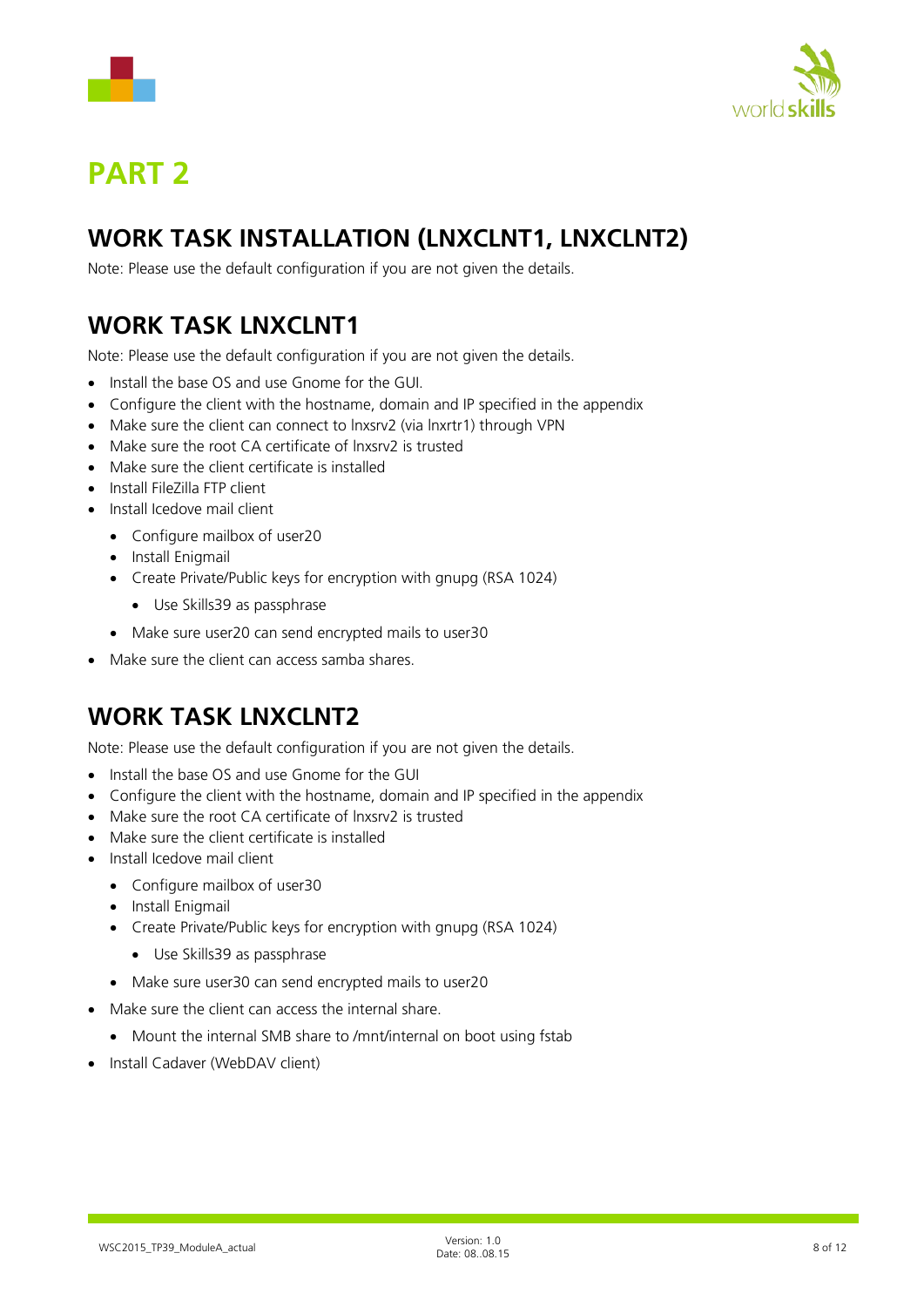# PART 2

## WORK TASK INSTALLATION (LNXCLNT1, LNXCLNT2)

Note: Please use the default configuration if you are not given the details.

## WORK TASK LNXCLNT1

Note: Please use the default configuration if you are not given the details.

- Install the base OS and use Gnome for the GUI.
- Configure the client with the hostname, domain and IP specified in the appendix
- Make sure the client can connect to lnxsrv2 (via lnxrtr1) through VPN
- Make sure the root CA certificate of lnxsrv2 is trusted
- Make sure the client certificate is installed
- Install FileZilla FTP client
- Install Icedove mail client
  - Configure mailbox of user20
  - Install Enigmail
  - Create Private/Public keys for encryption with gnupg (RSA 1024)
    - Use Skills39 as passphrase
  - Make sure user20 can send encrypted mails to user30
- Make sure the client can access samba shares.

## WORK TASK LNXCLNT2

Note: Please use the default configuration if you are not given the details.

- Install the base OS and use Gnome for the GUI
- Configure the client with the hostname, domain and IP specified in the appendix
- Make sure the root CA certificate of lnxsrv2 is trusted
- Make sure the client certificate is installed
- Install Icedove mail client
  - Configure mailbox of user30
  - Install Enigmail
  - Create Private/Public keys for encryption with gnupg (RSA 1024)
    - Use Skills39 as passphrase
  - Make sure user30 can send encrypted mails to user20
- Make sure the client can access the internal share.
  - Mount the internal SMB share to /mnt/internal on boot using fstab
- Install Cadaver (WebDAV client)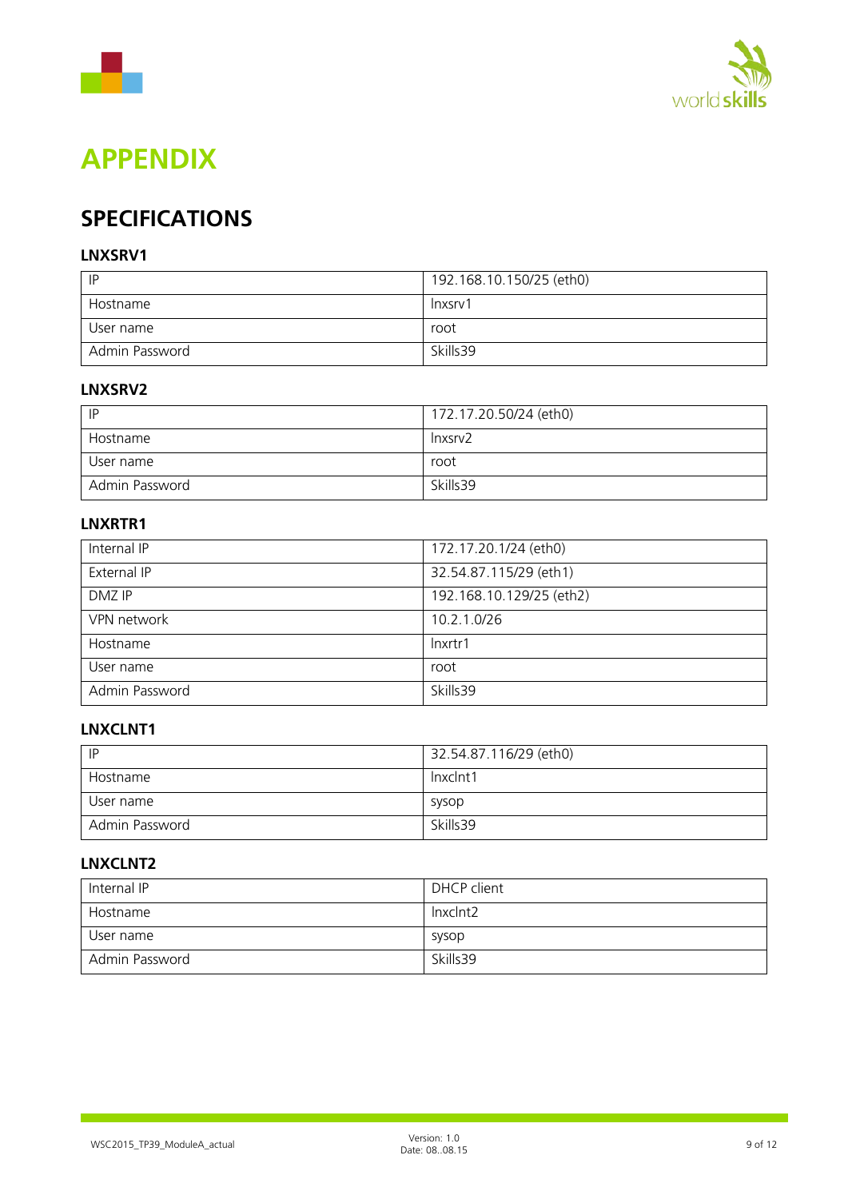# APPENDIX

## SPECIFICATIONS

### LNXSRV1

| | |
|---|---|
| IP | 192.168.10.150/25 (eth0) |
| Hostname | lnxsrv1 |
| User name | root |
| Admin Password | Skills39 |

### LNXSRV2

| | |
|---|---|
| IP | 172.17.20.50/24 (eth0) |
| Hostname | lnxsrv2 |
| User name | root |
| Admin Password | Skills39 |

### LNXRTR1

| | |
|---|---|
| Internal IP | 172.17.20.1/24 (eth0) |
| External IP | 32.54.87.115/29 (eth1) |
| DMZ IP | 192.168.10.129/25 (eth2) |
| VPN network | 10.2.1.0/26 |
| Hostname | lnxrtr1 |
| User name | root |
| Admin Password | Skills39 |

### LNXCLNT1

| | |
|---|---|
| IP | 32.54.87.116/29 (eth0) |
| Hostname | lnxclnt1 |
| User name | sysop |
| Admin Password | Skills39 |

### LNXCLNT2

| | |
|---|---|
| Internal IP | DHCP client |
| Hostname | lnxclnt2 |
| User name | sysop |
| Admin Password | Skills39 |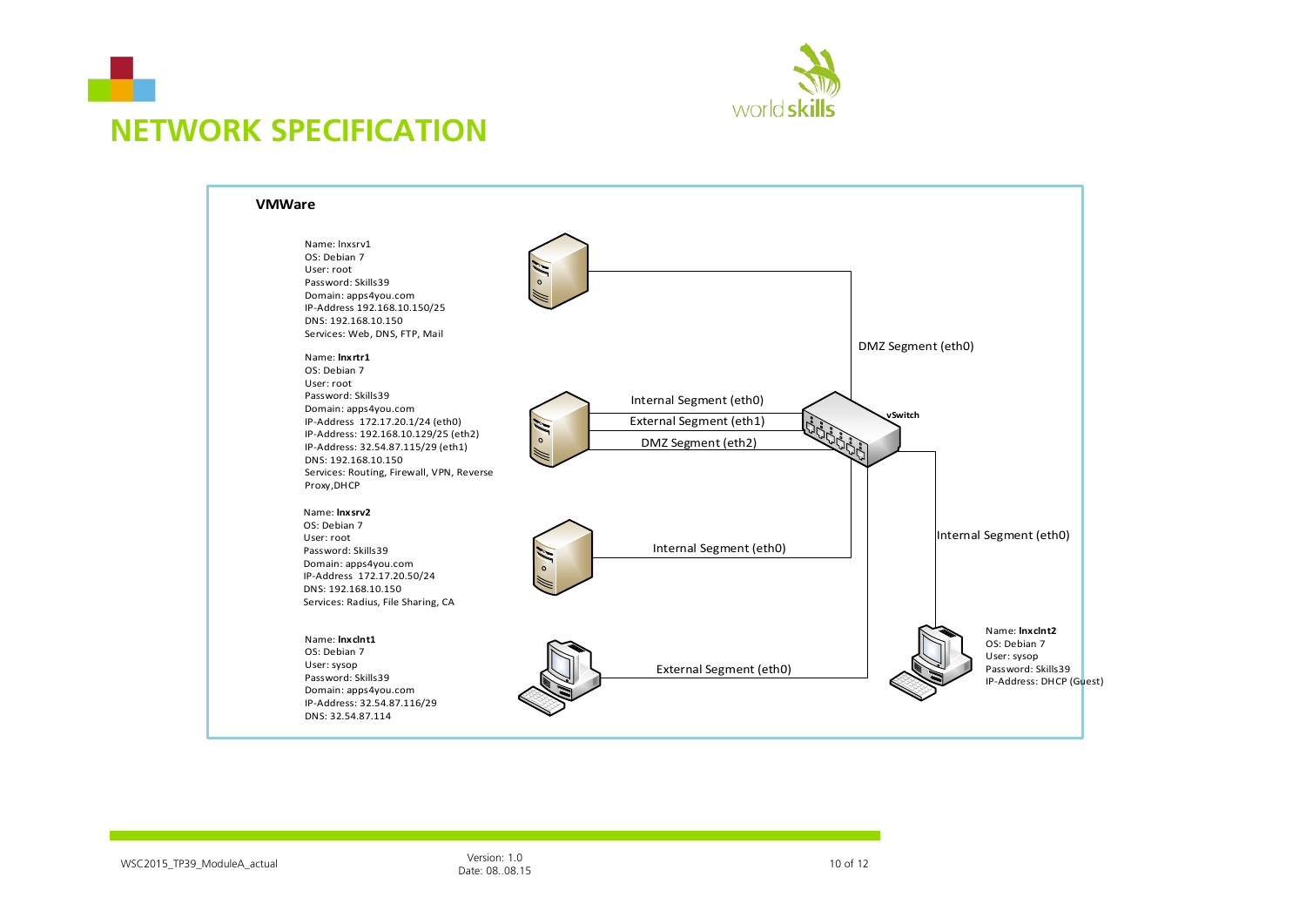# NETWORK SPECIFICATION

**VMWare**

Name: lnxsrv1
OS: Debian 7
User: root
Password: Skills39
Domain: apps4you.com
IP-Address 192.168.10.150/25
DNS: 192.168.10.150
Services: Web, DNS, FTP, Mail

Name: **lnxrtr1**
OS: Debian 7
User: root
Password: Skills39
Domain: apps4you.com
IP-Address 172.17.20.1/24 (eth0)
IP-Address: 192.168.10.129/25 (eth2)
IP-Address: 32.54.87.115/29 (eth1)
DNS: 192.168.10.150
Services: Routing, Firewall, VPN, Reverse Proxy,DHCP

Name: **lnxsrv2**
OS: Debian 7
User: root
Password: Skills39
Domain: apps4you.com
IP-Address 172.17.20.50/24
DNS: 192.168.10.150
Services: Radius, File Sharing, CA

Name: **lnxclnt1**
OS: Debian 7
User: sysop
Password: Skills39
Domain: apps4you.com
IP-Address: 32.54.87.116/29
DNS: 32.54.87.114

Name: **lnxclnt2**
OS: Debian 7
User: sysop
Password: Skills39
IP-Address: DHCP (Guest)

DMZ Segment (eth0)

Internal Segment (eth0)
External Segment (eth1)
DMZ Segment (eth2)

vSwitch

Internal Segment (eth0)

Internal Segment (eth0)

External Segment (eth0)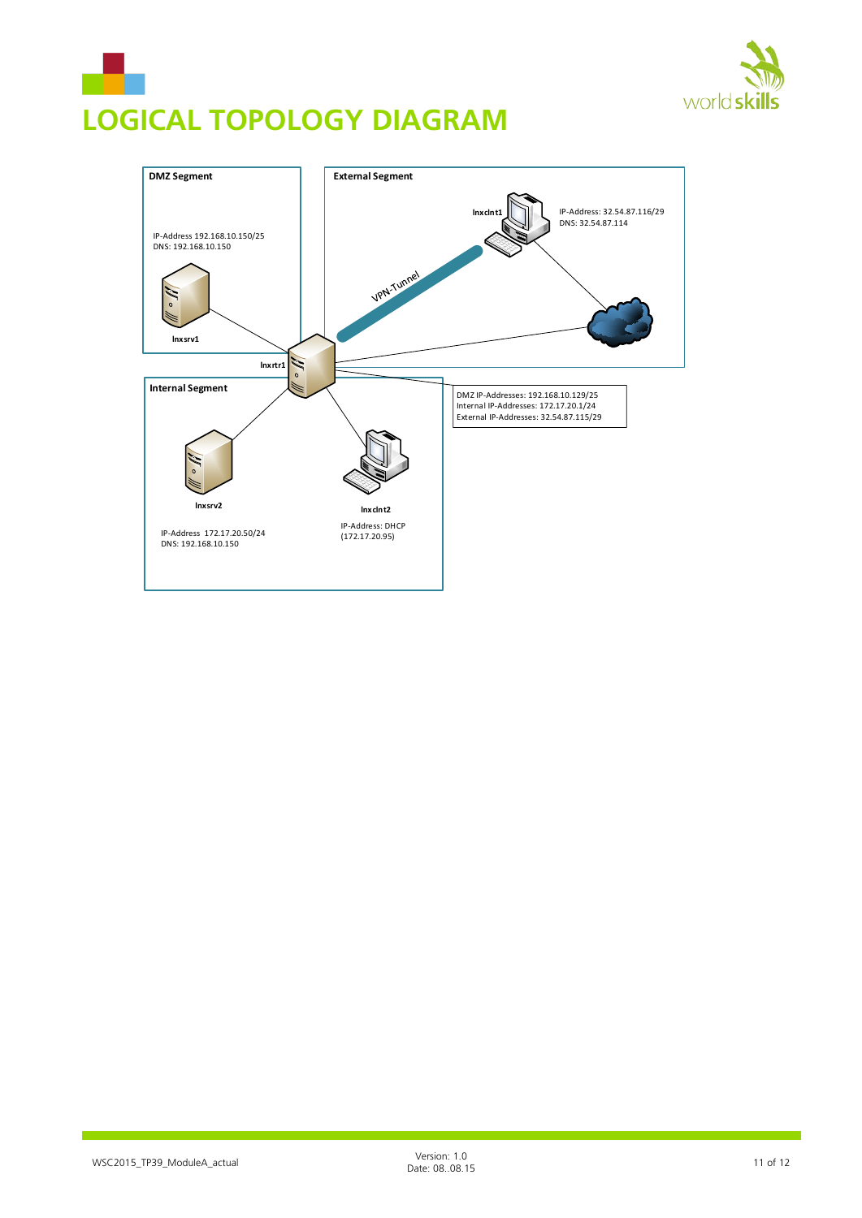# LOGICAL TOPOLOGY DIAGRAM

**DMZ Segment**

IP-Address 192.168.10.150/25
DNS: 192.168.10.150

**lnxsrv1**

**External Segment**

**lnxclnt1**

IP-Address: 32.54.87.116/29
DNS: 32.54.87.114

VPN-Tunnel

**lnxrtr1**

DMZ IP-Addresses: 192.168.10.129/25
Internal IP-Addresses: 172.17.20.1/24
External IP-Addresses: 32.54.87.115/29

**Internal Segment**

**lnxsrv2**

IP-Address 172.17.20.50/24
DNS: 192.168.10.150

**lnxclnt2**

IP-Address: DHCP
(172.17.20.95)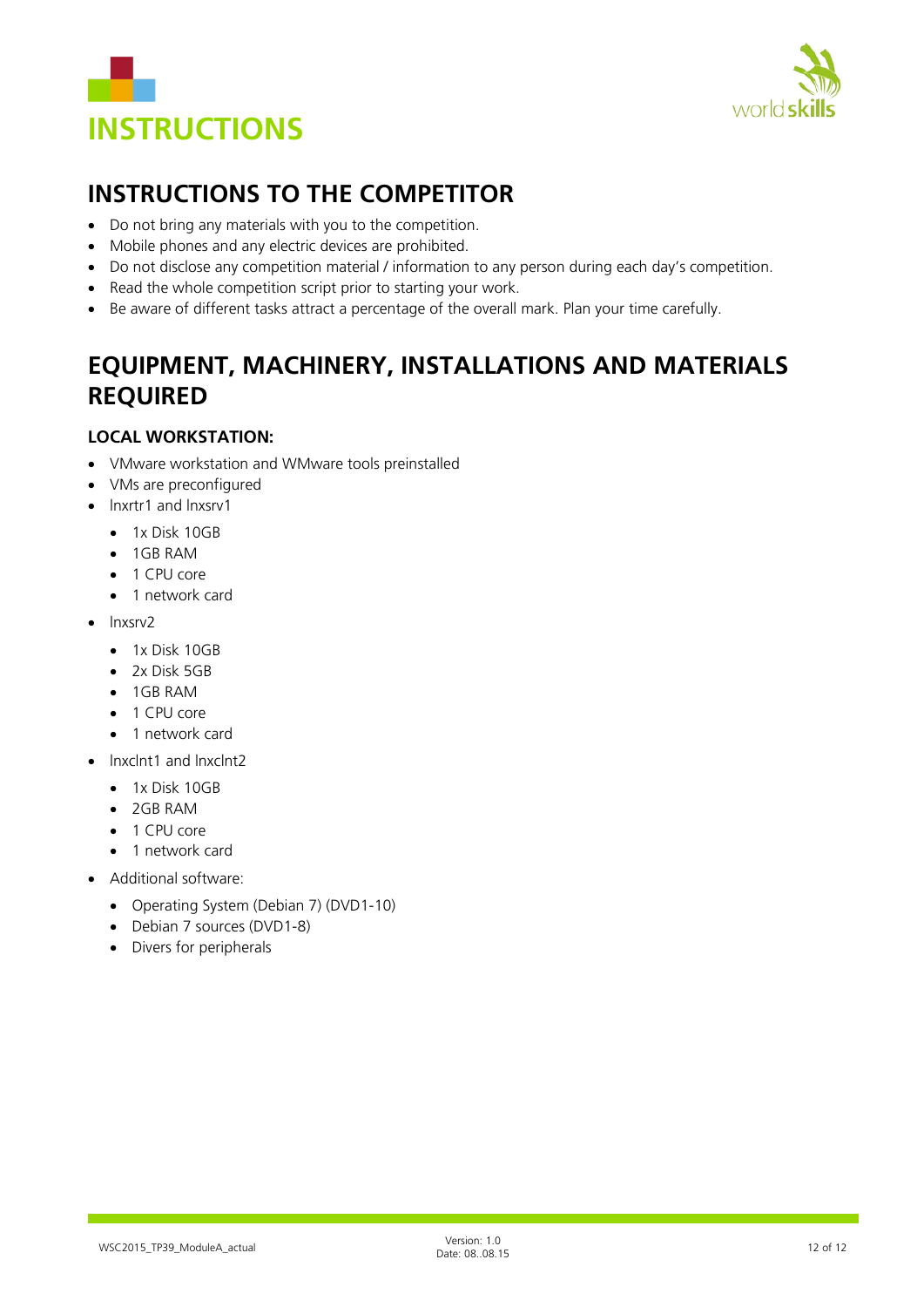# INSTRUCTIONS

## INSTRUCTIONS TO THE COMPETITOR

- Do not bring any materials with you to the competition.
- Mobile phones and any electric devices are prohibited.
- Do not disclose any competition material / information to any person during each day's competition.
- Read the whole competition script prior to starting your work.
- Be aware of different tasks attract a percentage of the overall mark. Plan your time carefully.

## EQUIPMENT, MACHINERY, INSTALLATIONS AND MATERIALS REQUIRED

### LOCAL WORKSTATION:

- VMware workstation and WMware tools preinstalled
- VMs are preconfigured
- lnxrtr1 and lnxsrv1
  - 1x Disk 10GB
  - 1GB RAM
  - 1 CPU core
  - 1 network card
- lnxsrv2
  - 1x Disk 10GB
  - 2x Disk 5GB
  - 1GB RAM
  - 1 CPU core
  - 1 network card
- lnxclnt1 and lnxclnt2
  - 1x Disk 10GB
  - 2GB RAM
  - 1 CPU core
  - 1 network card
- Additional software:
  - Operating System (Debian 7) (DVD1-10)
  - Debian 7 sources (DVD1-8)
  - Divers for peripherals